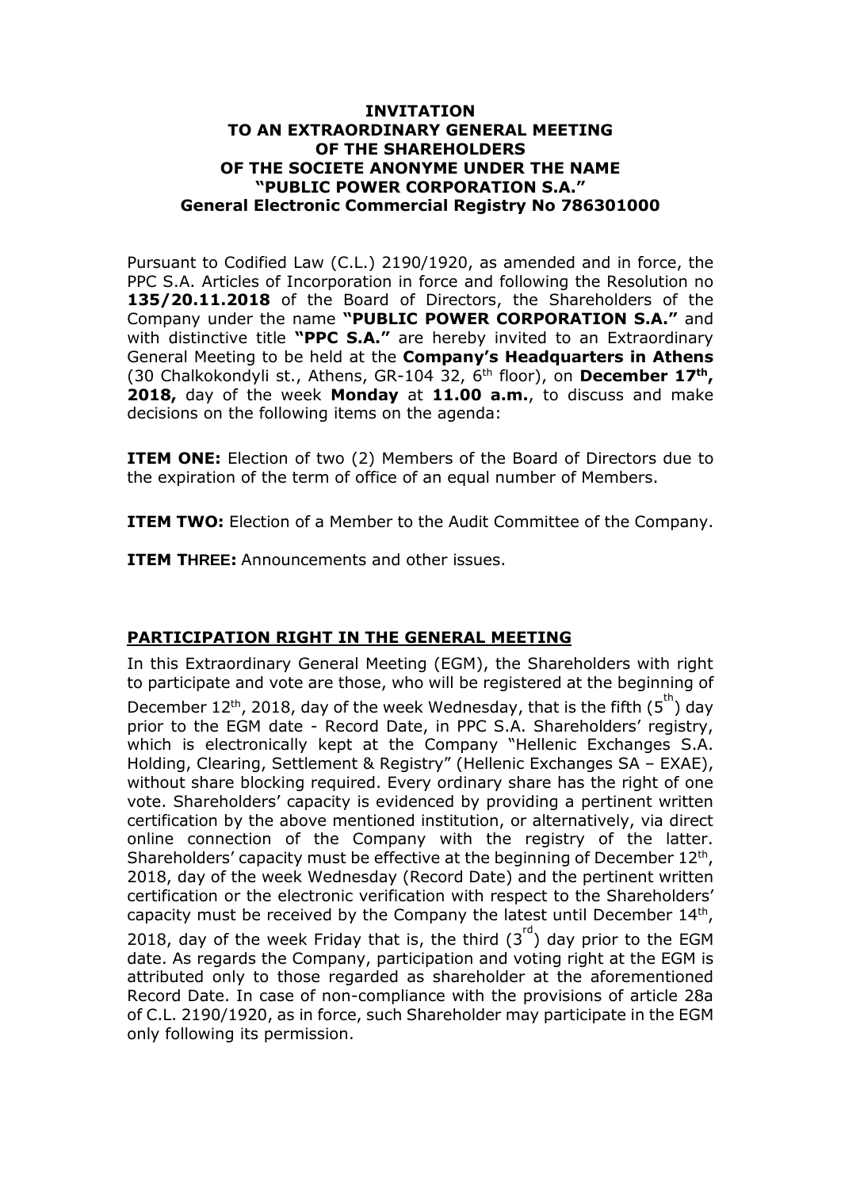# INVITATION
# TO AN EXTRAORDINARY GENERAL MEETING
# OF THE SHAREHOLDERS
# OF THE SOCIETE ANONYME UNDER THE NAME
# "PUBLIC POWER CORPORATION S.A."
# General Electronic Commercial Registry No 786301000

Pursuant to Codified Law (C.L.) 2190/1920, as amended and in force, the PPC S.A. Articles of Incorporation in force and following the Resolution no **135/20.11.2018** of the Board of Directors, the Shareholders of the Company under the name **"PUBLIC POWER CORPORATION S.A."** and with distinctive title **"PPC S.A."** are hereby invited to an Extraordinary General Meeting to be held at the **Company's Headquarters in Athens** (30 Chalkokondyli st., Athens, GR-104 32, 6th floor), on **December 17th, 2018,** day of the week **Monday** at **11.00 a.m.**, to discuss and make decisions on the following items on the agenda:

**ITEM ONE:** Election of two (2) Members of the Board of Directors due to the expiration of the term of office of an equal number of Members.

**ITEM TWO:** Election of a Member to the Audit Committee of the Company.

**ITEM THREE:** Announcements and other issues.

## PARTICIPATION RIGHT IN THE GENERAL MEETING

In this Extraordinary General Meeting (EGM), the Shareholders with right to participate and vote are those, who will be registered at the beginning of December 12th, 2018, day of the week Wednesday, that is the fifth (5th) day prior to the EGM date - Record Date, in PPC S.A. Shareholders' registry, which is electronically kept at the Company "Hellenic Exchanges S.A. Holding, Clearing, Settlement & Registry" (Hellenic Exchanges SA – EXAE), without share blocking required. Every ordinary share has the right of one vote. Shareholders' capacity is evidenced by providing a pertinent written certification by the above mentioned institution, or alternatively, via direct online connection of the Company with the registry of the latter. Shareholders' capacity must be effective at the beginning of December 12th, 2018, day of the week Wednesday (Record Date) and the pertinent written certification or the electronic verification with respect to the Shareholders' capacity must be received by the Company the latest until December 14th, 2018, day of the week Friday that is, the third (3rd) day prior to the EGM date. As regards the Company, participation and voting right at the EGM is attributed only to those regarded as shareholder at the aforementioned Record Date. In case of non-compliance with the provisions of article 28a of C.L. 2190/1920, as in force, such Shareholder may participate in the EGM only following its permission.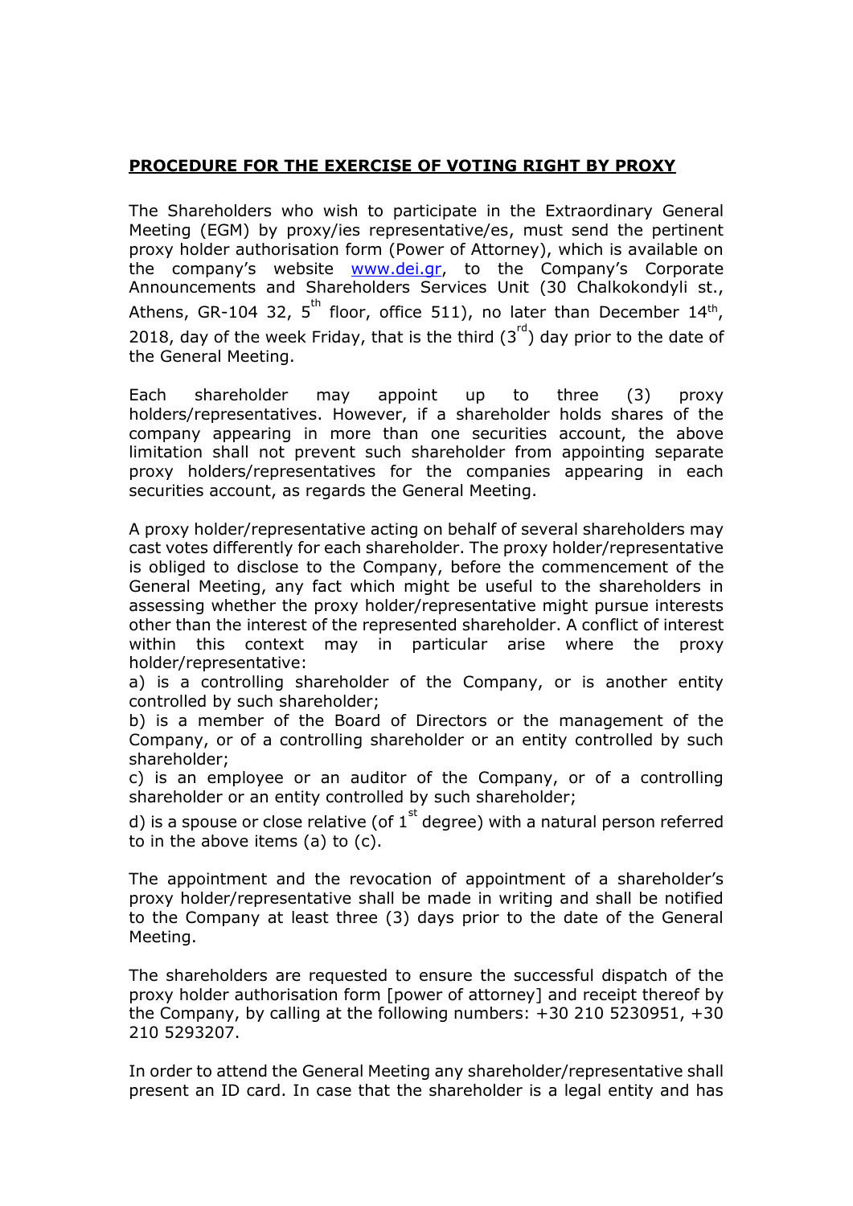**PROCEDURE FOR THE EXERCISE OF VOTING RIGHT BY PROXY**

The Shareholders who wish to participate in the Extraordinary General Meeting (EGM) by proxy/ies representative/es, must send the pertinent proxy holder authorisation form (Power of Attorney), which is available on the company's website [www.dei.gr](http://www.dei.gr), to the Company's Corporate Announcements and Shareholders Services Unit (30 Chalkokondyli st., Athens, GR-104 32, 5th floor, office 511), no later than December 14th, 2018, day of the week Friday, that is the third (3rd) day prior to the date of the General Meeting.

Each shareholder may appoint up to three (3) proxy holders/representatives. However, if a shareholder holds shares of the company appearing in more than one securities account, the above limitation shall not prevent such shareholder from appointing separate proxy holders/representatives for the companies appearing in each securities account, as regards the General Meeting.

A proxy holder/representative acting on behalf of several shareholders may cast votes differently for each shareholder. The proxy holder/representative is obliged to disclose to the Company, before the commencement of the General Meeting, any fact which might be useful to the shareholders in assessing whether the proxy holder/representative might pursue interests other than the interest of the represented shareholder. A conflict of interest within this context may in particular arise where the proxy holder/representative:

a) is a controlling shareholder of the Company, or is another entity controlled by such shareholder;

b) is a member of the Board of Directors or the management of the Company, or of a controlling shareholder or an entity controlled by such shareholder;

c) is an employee or an auditor of the Company, or of a controlling shareholder or an entity controlled by such shareholder;

d) is a spouse or close relative (of 1st degree) with a natural person referred to in the above items (a) to (c).

The appointment and the revocation of appointment of a shareholder's proxy holder/representative shall be made in writing and shall be notified to the Company at least three (3) days prior to the date of the General Meeting.

The shareholders are requested to ensure the successful dispatch of the proxy holder authorisation form [power of attorney] and receipt thereof by the Company, by calling at the following numbers: +30 210 5230951, +30 210 5293207.

In order to attend the General Meeting any shareholder/representative shall present an ID card. In case that the shareholder is a legal entity and has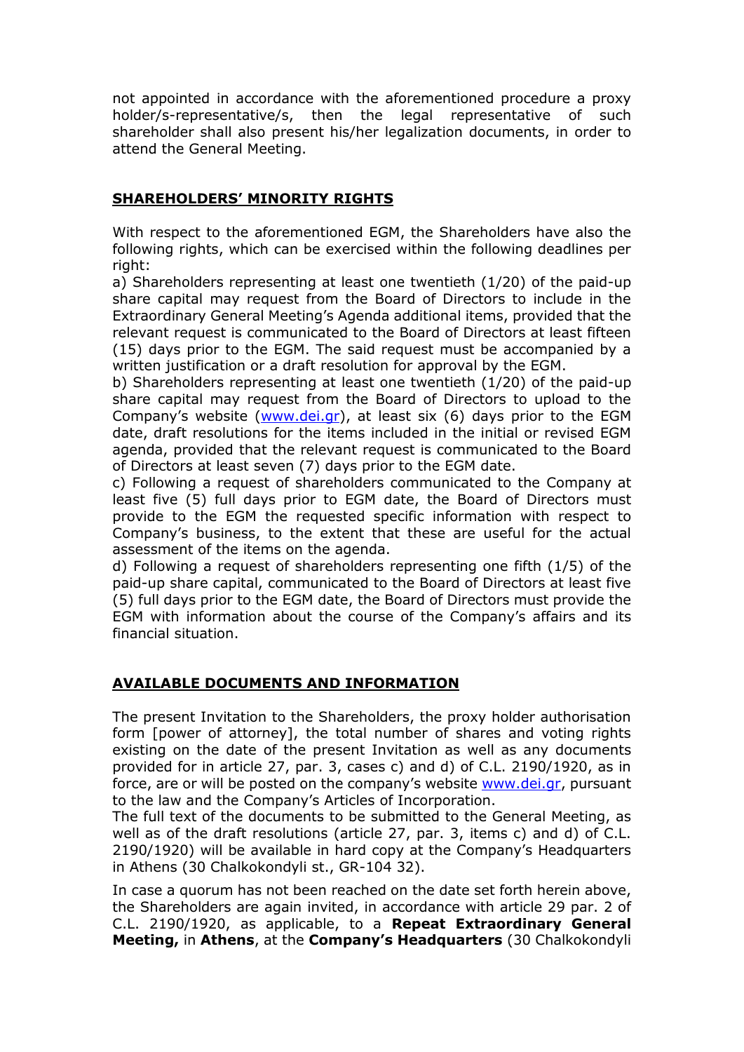not appointed in accordance with the aforementioned procedure a proxy holder/s-representative/s, then the legal representative of such shareholder shall also present his/her legalization documents, in order to attend the General Meeting.

## **SHAREHOLDERS' MINORITY RIGHTS**

With respect to the aforementioned EGM, the Shareholders have also the following rights, which can be exercised within the following deadlines per right:

a) Shareholders representing at least one twentieth (1/20) of the paid-up share capital may request from the Board of Directors to include in the Extraordinary General Meeting's Agenda additional items, provided that the relevant request is communicated to the Board of Directors at least fifteen (15) days prior to the EGM. The said request must be accompanied by a written justification or a draft resolution for approval by the EGM.

b) Shareholders representing at least one twentieth (1/20) of the paid-up share capital may request from the Board of Directors to upload to the Company's website (www.dei.gr), at least six (6) days prior to the EGM date, draft resolutions for the items included in the initial or revised EGM agenda, provided that the relevant request is communicated to the Board of Directors at least seven (7) days prior to the EGM date.

c) Following a request of shareholders communicated to the Company at least five (5) full days prior to EGM date, the Board of Directors must provide to the EGM the requested specific information with respect to Company's business, to the extent that these are useful for the actual assessment of the items on the agenda.

d) Following a request of shareholders representing one fifth (1/5) of the paid-up share capital, communicated to the Board of Directors at least five (5) full days prior to the EGM date, the Board of Directors must provide the EGM with information about the course of the Company's affairs and its financial situation.

## **AVAILABLE DOCUMENTS AND INFORMATION**

The present Invitation to the Shareholders, the proxy holder authorisation form [power of attorney], the total number of shares and voting rights existing on the date of the present Invitation as well as any documents provided for in article 27, par. 3, cases c) and d) of C.L. 2190/1920, as in force, are or will be posted on the company's website www.dei.gr, pursuant to the law and the Company's Articles of Incorporation.

The full text of the documents to be submitted to the General Meeting, as well as of the draft resolutions (article 27, par. 3, items c) and d) of C.L. 2190/1920) will be available in hard copy at the Company's Headquarters in Athens (30 Chalkokondyli st., GR-104 32).

In case a quorum has not been reached on the date set forth herein above, the Shareholders are again invited, in accordance with article 29 par. 2 of C.L. 2190/1920, as applicable, to a **Repeat Extraordinary General Meeting,** in **Athens**, at the **Company's Headquarters** (30 Chalkokondyli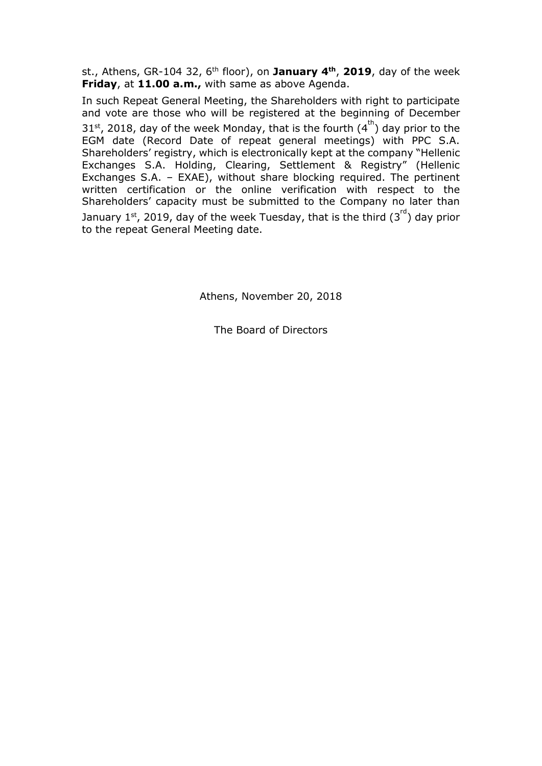st., Athens, GR-104 32, 6th floor), on **January 4th**, **2019**, day of the week **Friday**, at **11.00 a.m.,** with same as above Agenda.

In such Repeat General Meeting, the Shareholders with right to participate and vote are those who will be registered at the beginning of December 31st, 2018, day of the week Monday, that is the fourth (4th) day prior to the EGM date (Record Date of repeat general meetings) with PPC S.A. Shareholders' registry, which is electronically kept at the company "Hellenic Exchanges S.A. Holding, Clearing, Settlement & Registry" (Hellenic Exchanges S.A. – EXAE), without share blocking required. The pertinent written certification or the online verification with respect to the Shareholders' capacity must be submitted to the Company no later than January 1st, 2019, day of the week Tuesday, that is the third (3rd) day prior to the repeat General Meeting date.

Athens, November 20, 2018

The Board of Directors